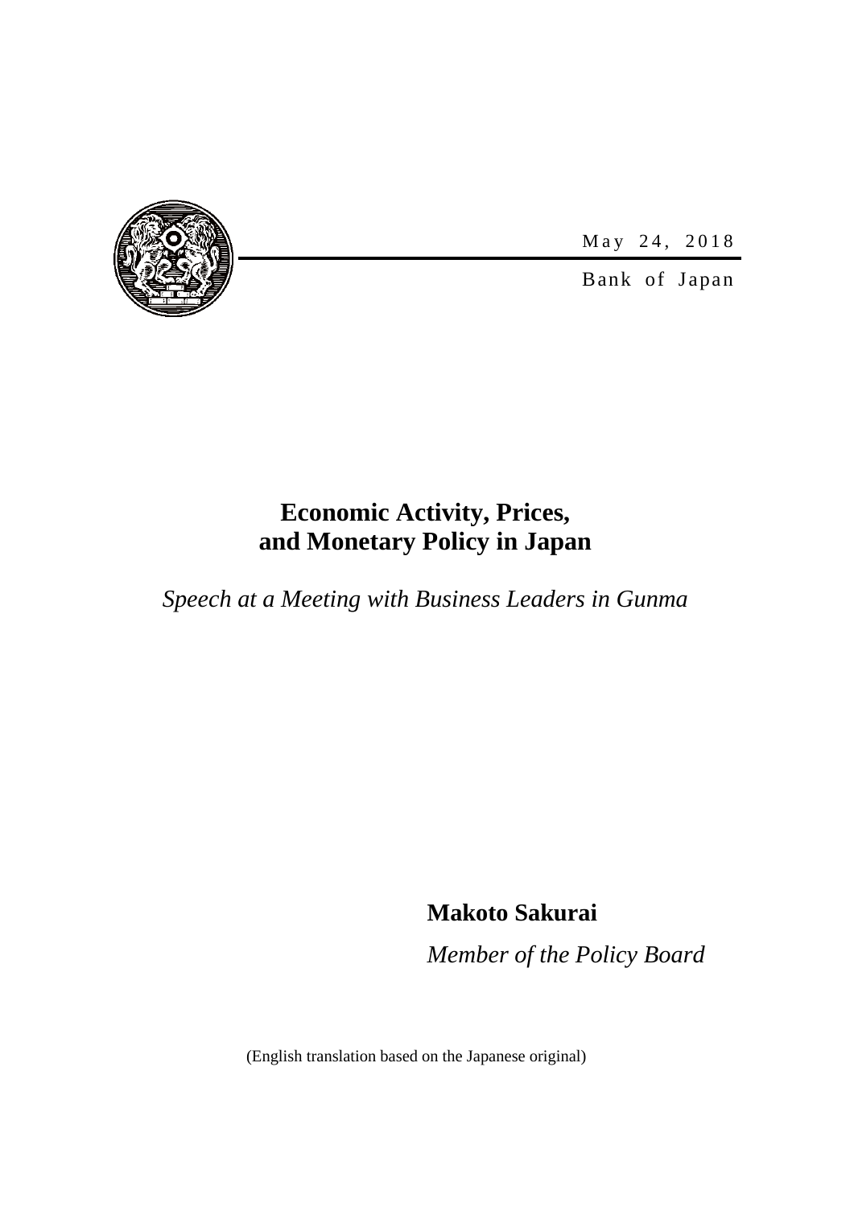May 24, 2018

Bank of Japan

# Economic Activity, Prices, and Monetary Policy in Japan

*Speech at a Meeting with Business Leaders in Gunma*

**Makoto Sakurai**

*Member of the Policy Board*

(English translation based on the Japanese original)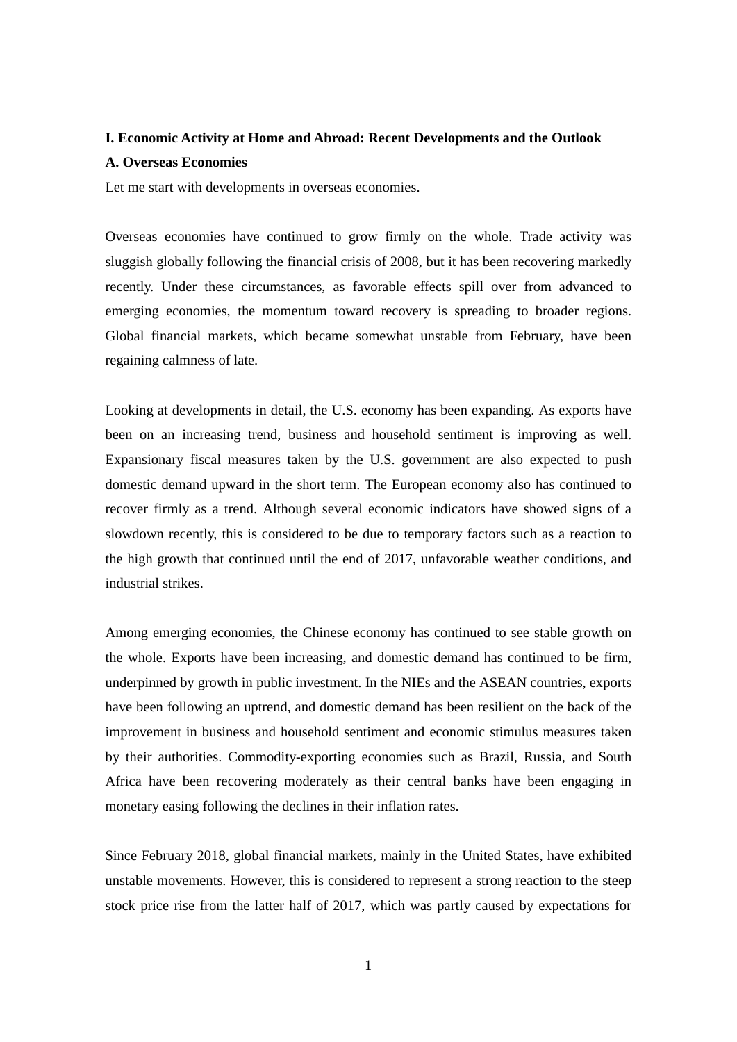## I. Economic Activity at Home and Abroad: Recent Developments and the Outlook

### A. Overseas Economies

Let me start with developments in overseas economies.

Overseas economies have continued to grow firmly on the whole. Trade activity was sluggish globally following the financial crisis of 2008, but it has been recovering markedly recently. Under these circumstances, as favorable effects spill over from advanced to emerging economies, the momentum toward recovery is spreading to broader regions. Global financial markets, which became somewhat unstable from February, have been regaining calmness of late.

Looking at developments in detail, the U.S. economy has been expanding. As exports have been on an increasing trend, business and household sentiment is improving as well. Expansionary fiscal measures taken by the U.S. government are also expected to push domestic demand upward in the short term. The European economy also has continued to recover firmly as a trend. Although several economic indicators have showed signs of a slowdown recently, this is considered to be due to temporary factors such as a reaction to the high growth that continued until the end of 2017, unfavorable weather conditions, and industrial strikes.

Among emerging economies, the Chinese economy has continued to see stable growth on the whole. Exports have been increasing, and domestic demand has continued to be firm, underpinned by growth in public investment. In the NIEs and the ASEAN countries, exports have been following an uptrend, and domestic demand has been resilient on the back of the improvement in business and household sentiment and economic stimulus measures taken by their authorities. Commodity-exporting economies such as Brazil, Russia, and South Africa have been recovering moderately as their central banks have been engaging in monetary easing following the declines in their inflation rates.

Since February 2018, global financial markets, mainly in the United States, have exhibited unstable movements. However, this is considered to represent a strong reaction to the steep stock price rise from the latter half of 2017, which was partly caused by expectations for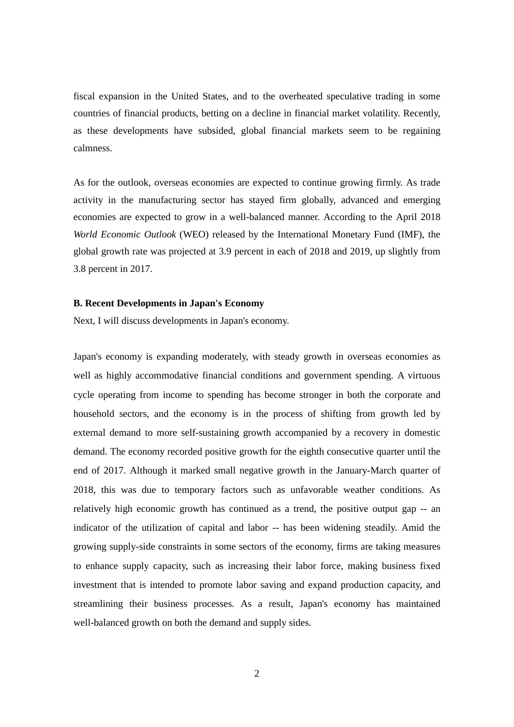fiscal expansion in the United States, and to the overheated speculative trading in some countries of financial products, betting on a decline in financial market volatility. Recently, as these developments have subsided, global financial markets seem to be regaining calmness.

As for the outlook, overseas economies are expected to continue growing firmly. As trade activity in the manufacturing sector has stayed firm globally, advanced and emerging economies are expected to grow in a well-balanced manner. According to the April 2018 *World Economic Outlook* (WEO) released by the International Monetary Fund (IMF), the global growth rate was projected at 3.9 percent in each of 2018 and 2019, up slightly from 3.8 percent in 2017.

**B. Recent Developments in Japan's Economy**

Next, I will discuss developments in Japan's economy.

Japan's economy is expanding moderately, with steady growth in overseas economies as well as highly accommodative financial conditions and government spending. A virtuous cycle operating from income to spending has become stronger in both the corporate and household sectors, and the economy is in the process of shifting from growth led by external demand to more self-sustaining growth accompanied by a recovery in domestic demand. The economy recorded positive growth for the eighth consecutive quarter until the end of 2017. Although it marked small negative growth in the January-March quarter of 2018, this was due to temporary factors such as unfavorable weather conditions. As relatively high economic growth has continued as a trend, the positive output gap -- an indicator of the utilization of capital and labor -- has been widening steadily. Amid the growing supply-side constraints in some sectors of the economy, firms are taking measures to enhance supply capacity, such as increasing their labor force, making business fixed investment that is intended to promote labor saving and expand production capacity, and streamlining their business processes. As a result, Japan's economy has maintained well-balanced growth on both the demand and supply sides.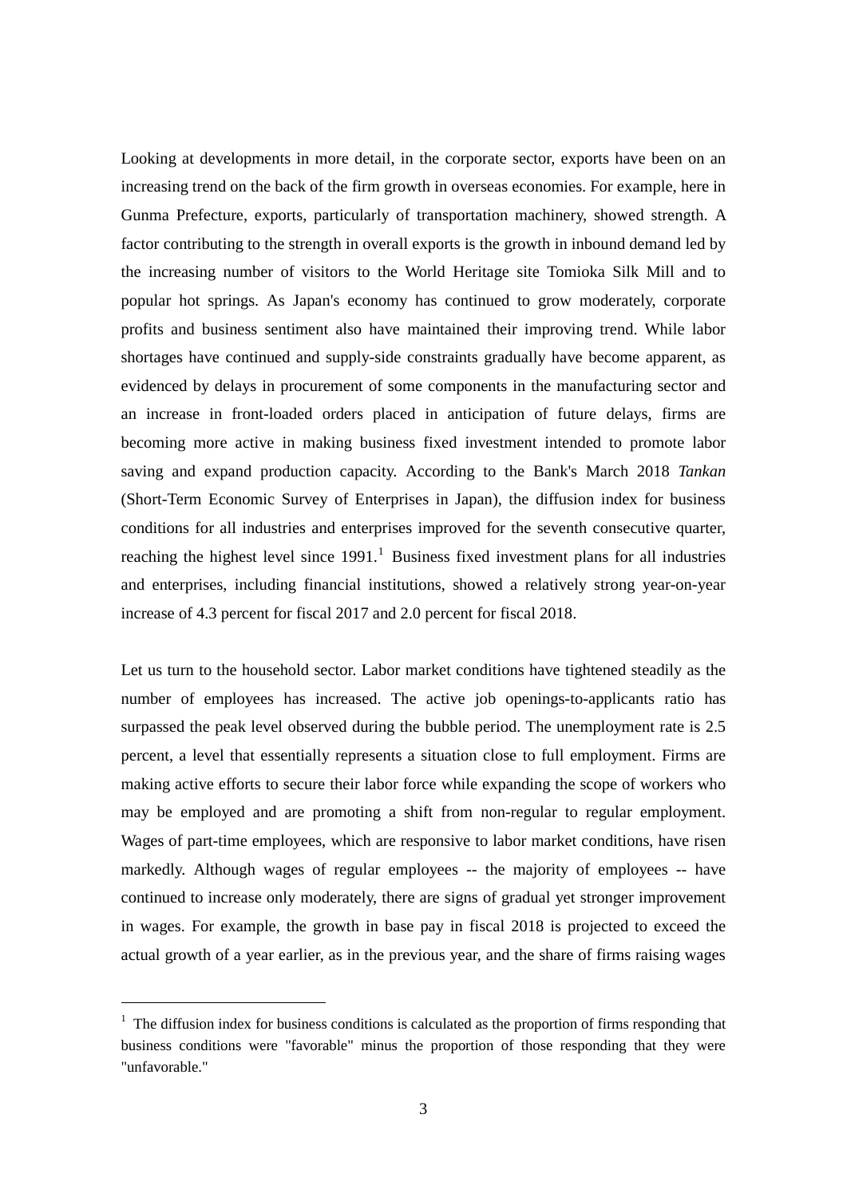Looking at developments in more detail, in the corporate sector, exports have been on an increasing trend on the back of the firm growth in overseas economies. For example, here in Gunma Prefecture, exports, particularly of transportation machinery, showed strength. A factor contributing to the strength in overall exports is the growth in inbound demand led by the increasing number of visitors to the World Heritage site Tomioka Silk Mill and to popular hot springs. As Japan's economy has continued to grow moderately, corporate profits and business sentiment also have maintained their improving trend. While labor shortages have continued and supply-side constraints gradually have become apparent, as evidenced by delays in procurement of some components in the manufacturing sector and an increase in front-loaded orders placed in anticipation of future delays, firms are becoming more active in making business fixed investment intended to promote labor saving and expand production capacity. According to the Bank's March 2018 *Tankan* (Short-Term Economic Survey of Enterprises in Japan), the diffusion index for business conditions for all industries and enterprises improved for the seventh consecutive quarter, reaching the highest level since 1991.[1] Business fixed investment plans for all industries and enterprises, including financial institutions, showed a relatively strong year-on-year increase of 4.3 percent for fiscal 2017 and 2.0 percent for fiscal 2018.

Let us turn to the household sector. Labor market conditions have tightened steadily as the number of employees has increased. The active job openings-to-applicants ratio has surpassed the peak level observed during the bubble period. The unemployment rate is 2.5 percent, a level that essentially represents a situation close to full employment. Firms are making active efforts to secure their labor force while expanding the scope of workers who may be employed and are promoting a shift from non-regular to regular employment. Wages of part-time employees, which are responsive to labor market conditions, have risen markedly. Although wages of regular employees -- the majority of employees -- have continued to increase only moderately, there are signs of gradual yet stronger improvement in wages. For example, the growth in base pay in fiscal 2018 is projected to exceed the actual growth of a year earlier, as in the previous year, and the share of firms raising wages

---

[1] The diffusion index for business conditions is calculated as the proportion of firms responding that business conditions were "favorable" minus the proportion of those responding that they were "unfavorable."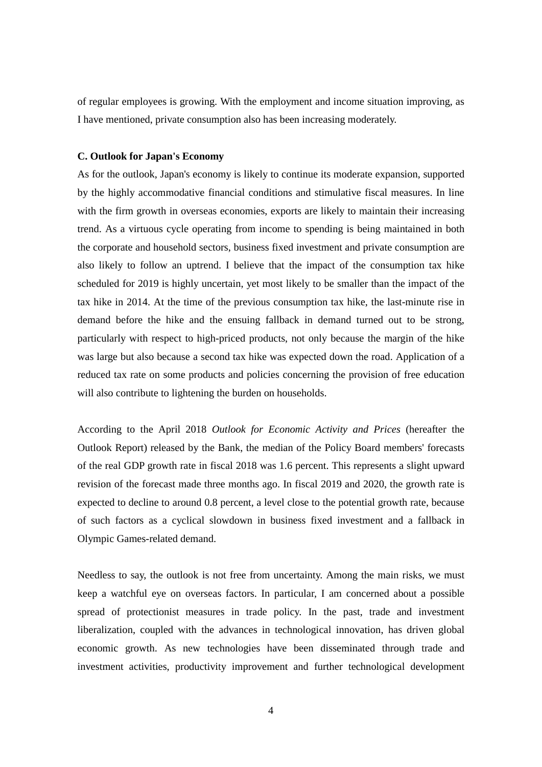of regular employees is growing. With the employment and income situation improving, as I have mentioned, private consumption also has been increasing moderately.

**C. Outlook for Japan's Economy**

As for the outlook, Japan's economy is likely to continue its moderate expansion, supported by the highly accommodative financial conditions and stimulative fiscal measures. In line with the firm growth in overseas economies, exports are likely to maintain their increasing trend. As a virtuous cycle operating from income to spending is being maintained in both the corporate and household sectors, business fixed investment and private consumption are also likely to follow an uptrend. I believe that the impact of the consumption tax hike scheduled for 2019 is highly uncertain, yet most likely to be smaller than the impact of the tax hike in 2014. At the time of the previous consumption tax hike, the last-minute rise in demand before the hike and the ensuing fallback in demand turned out to be strong, particularly with respect to high-priced products, not only because the margin of the hike was large but also because a second tax hike was expected down the road. Application of a reduced tax rate on some products and policies concerning the provision of free education will also contribute to lightening the burden on households.

According to the April 2018 *Outlook for Economic Activity and Prices* (hereafter the Outlook Report) released by the Bank, the median of the Policy Board members' forecasts of the real GDP growth rate in fiscal 2018 was 1.6 percent. This represents a slight upward revision of the forecast made three months ago. In fiscal 2019 and 2020, the growth rate is expected to decline to around 0.8 percent, a level close to the potential growth rate, because of such factors as a cyclical slowdown in business fixed investment and a fallback in Olympic Games-related demand.

Needless to say, the outlook is not free from uncertainty. Among the main risks, we must keep a watchful eye on overseas factors. In particular, I am concerned about a possible spread of protectionist measures in trade policy. In the past, trade and investment liberalization, coupled with the advances in technological innovation, has driven global economic growth. As new technologies have been disseminated through trade and investment activities, productivity improvement and further technological development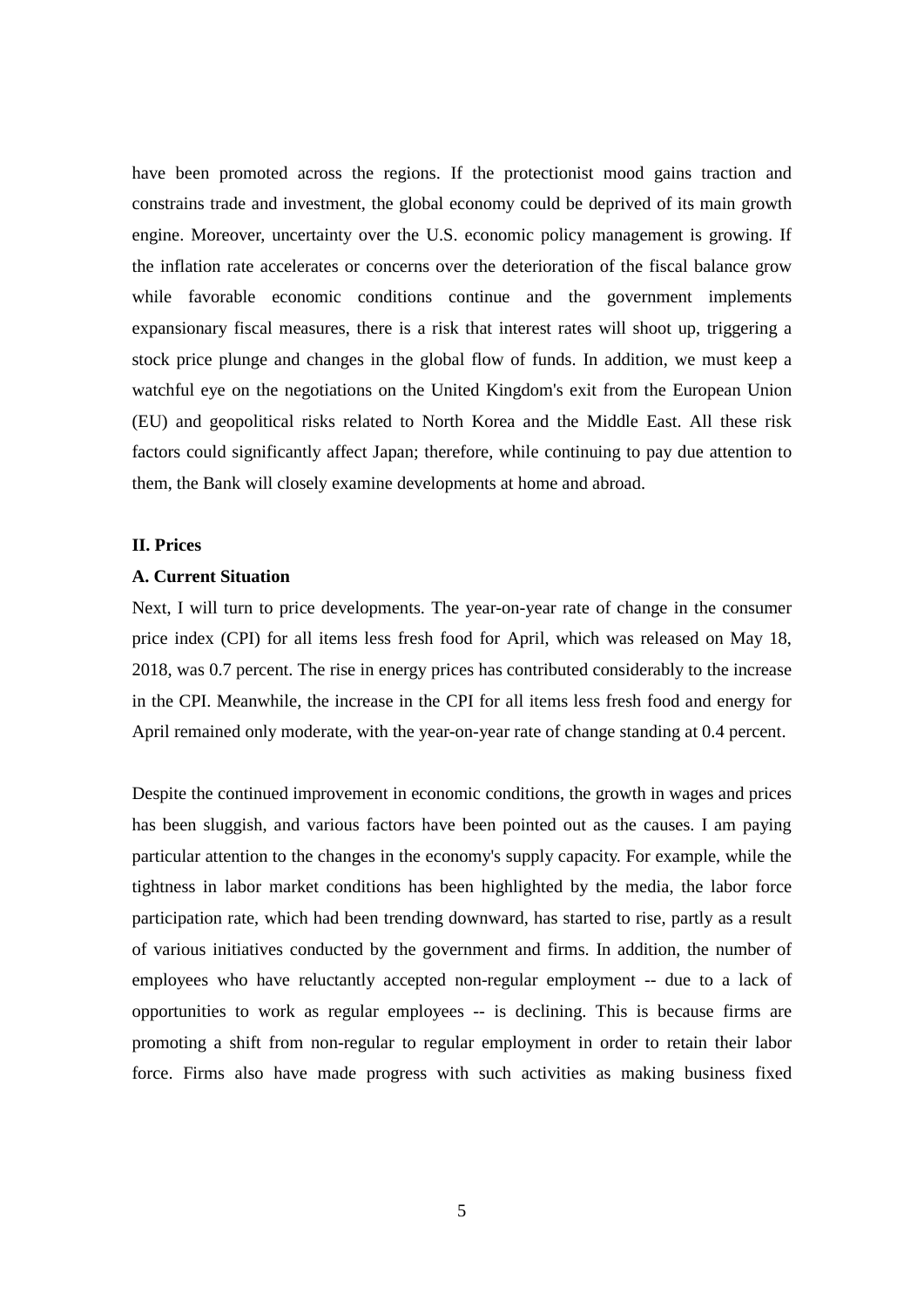have been promoted across the regions. If the protectionist mood gains traction and constrains trade and investment, the global economy could be deprived of its main growth engine. Moreover, uncertainty over the U.S. economic policy management is growing. If the inflation rate accelerates or concerns over the deterioration of the fiscal balance grow while favorable economic conditions continue and the government implements expansionary fiscal measures, there is a risk that interest rates will shoot up, triggering a stock price plunge and changes in the global flow of funds. In addition, we must keep a watchful eye on the negotiations on the United Kingdom's exit from the European Union (EU) and geopolitical risks related to North Korea and the Middle East. All these risk factors could significantly affect Japan; therefore, while continuing to pay due attention to them, the Bank will closely examine developments at home and abroad.

## II. Prices

### A. Current Situation

Next, I will turn to price developments. The year-on-year rate of change in the consumer price index (CPI) for all items less fresh food for April, which was released on May 18, 2018, was 0.7 percent. The rise in energy prices has contributed considerably to the increase in the CPI. Meanwhile, the increase in the CPI for all items less fresh food and energy for April remained only moderate, with the year-on-year rate of change standing at 0.4 percent.

Despite the continued improvement in economic conditions, the growth in wages and prices has been sluggish, and various factors have been pointed out as the causes. I am paying particular attention to the changes in the economy's supply capacity. For example, while the tightness in labor market conditions has been highlighted by the media, the labor force participation rate, which had been trending downward, has started to rise, partly as a result of various initiatives conducted by the government and firms. In addition, the number of employees who have reluctantly accepted non-regular employment -- due to a lack of opportunities to work as regular employees -- is declining. This is because firms are promoting a shift from non-regular to regular employment in order to retain their labor force. Firms also have made progress with such activities as making business fixed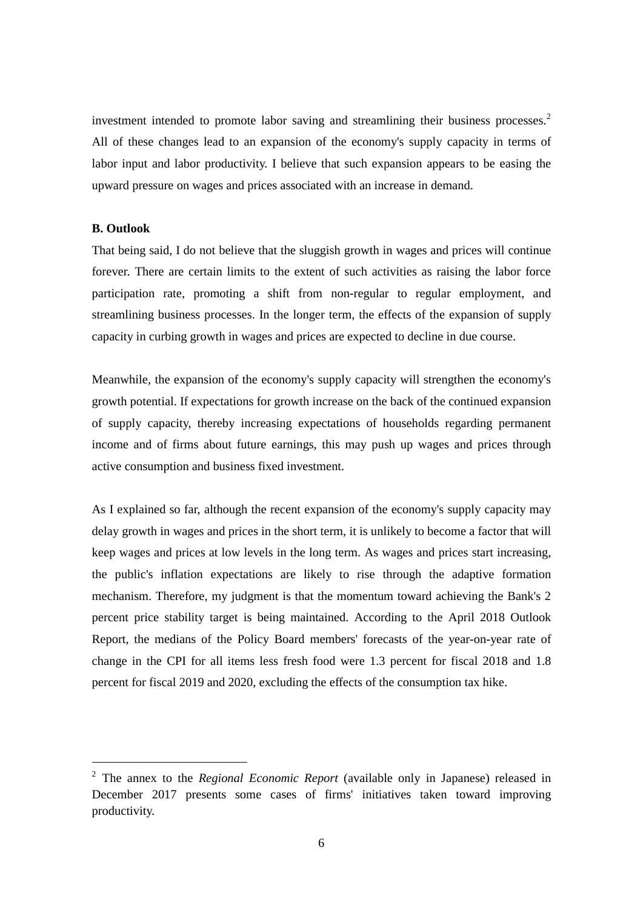investment intended to promote labor saving and streamlining their business processes.[2] All of these changes lead to an expansion of the economy's supply capacity in terms of labor input and labor productivity. I believe that such expansion appears to be easing the upward pressure on wages and prices associated with an increase in demand.

**B. Outlook**

That being said, I do not believe that the sluggish growth in wages and prices will continue forever. There are certain limits to the extent of such activities as raising the labor force participation rate, promoting a shift from non-regular to regular employment, and streamlining business processes. In the longer term, the effects of the expansion of supply capacity in curbing growth in wages and prices are expected to decline in due course.

Meanwhile, the expansion of the economy's supply capacity will strengthen the economy's growth potential. If expectations for growth increase on the back of the continued expansion of supply capacity, thereby increasing expectations of households regarding permanent income and of firms about future earnings, this may push up wages and prices through active consumption and business fixed investment.

As I explained so far, although the recent expansion of the economy's supply capacity may delay growth in wages and prices in the short term, it is unlikely to become a factor that will keep wages and prices at low levels in the long term. As wages and prices start increasing, the public's inflation expectations are likely to rise through the adaptive formation mechanism. Therefore, my judgment is that the momentum toward achieving the Bank's 2 percent price stability target is being maintained. According to the April 2018 Outlook Report, the medians of the Policy Board members' forecasts of the year-on-year rate of change in the CPI for all items less fresh food were 1.3 percent for fiscal 2018 and 1.8 percent for fiscal 2019 and 2020, excluding the effects of the consumption tax hike.

---

[2] The annex to the *Regional Economic Report* (available only in Japanese) released in December 2017 presents some cases of firms' initiatives taken toward improving productivity.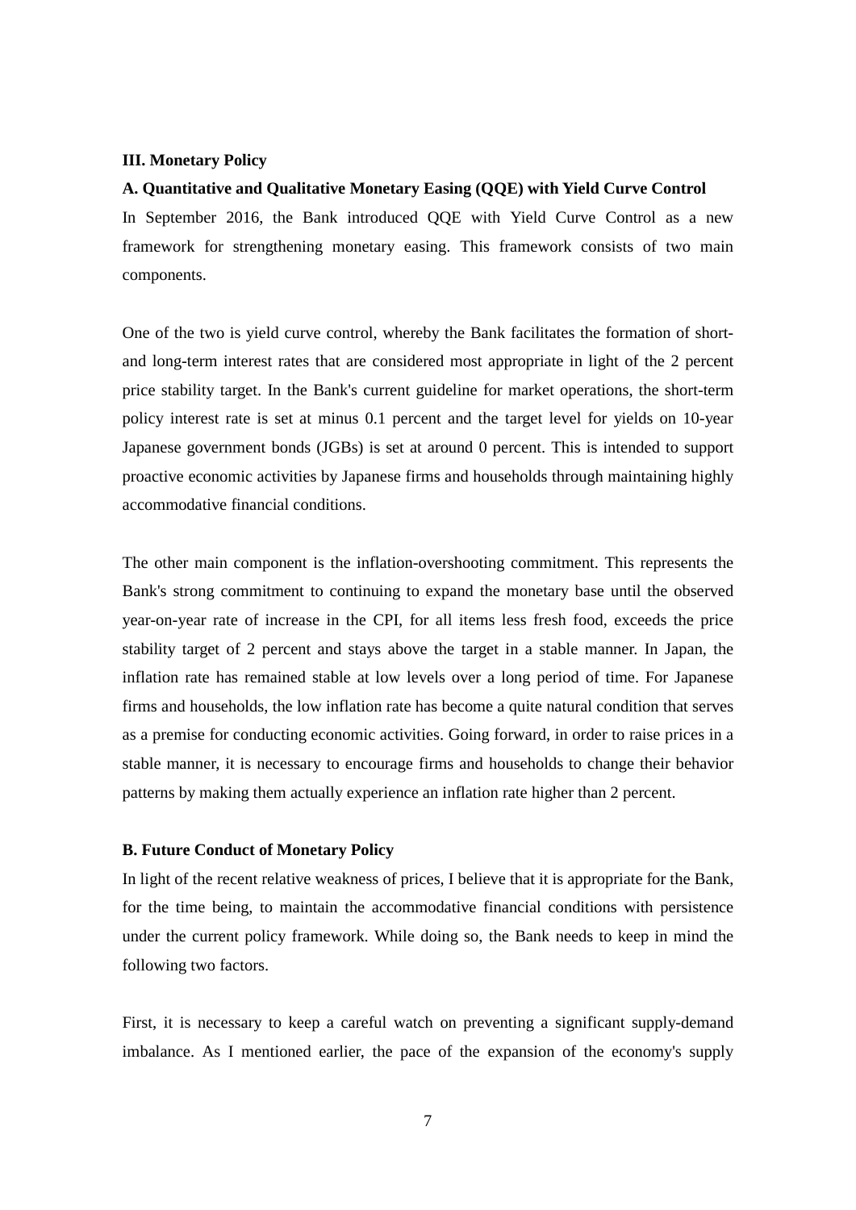## III. Monetary Policy

### A. Quantitative and Qualitative Monetary Easing (QQE) with Yield Curve Control

In September 2016, the Bank introduced QQE with Yield Curve Control as a new framework for strengthening monetary easing. This framework consists of two main components.

One of the two is yield curve control, whereby the Bank facilitates the formation of short- and long-term interest rates that are considered most appropriate in light of the 2 percent price stability target. In the Bank's current guideline for market operations, the short-term policy interest rate is set at minus 0.1 percent and the target level for yields on 10-year Japanese government bonds (JGBs) is set at around 0 percent. This is intended to support proactive economic activities by Japanese firms and households through maintaining highly accommodative financial conditions.

The other main component is the inflation-overshooting commitment. This represents the Bank's strong commitment to continuing to expand the monetary base until the observed year-on-year rate of increase in the CPI, for all items less fresh food, exceeds the price stability target of 2 percent and stays above the target in a stable manner. In Japan, the inflation rate has remained stable at low levels over a long period of time. For Japanese firms and households, the low inflation rate has become a quite natural condition that serves as a premise for conducting economic activities. Going forward, in order to raise prices in a stable manner, it is necessary to encourage firms and households to change their behavior patterns by making them actually experience an inflation rate higher than 2 percent.

### B. Future Conduct of Monetary Policy

In light of the recent relative weakness of prices, I believe that it is appropriate for the Bank, for the time being, to maintain the accommodative financial conditions with persistence under the current policy framework. While doing so, the Bank needs to keep in mind the following two factors.

First, it is necessary to keep a careful watch on preventing a significant supply-demand imbalance. As I mentioned earlier, the pace of the expansion of the economy's supply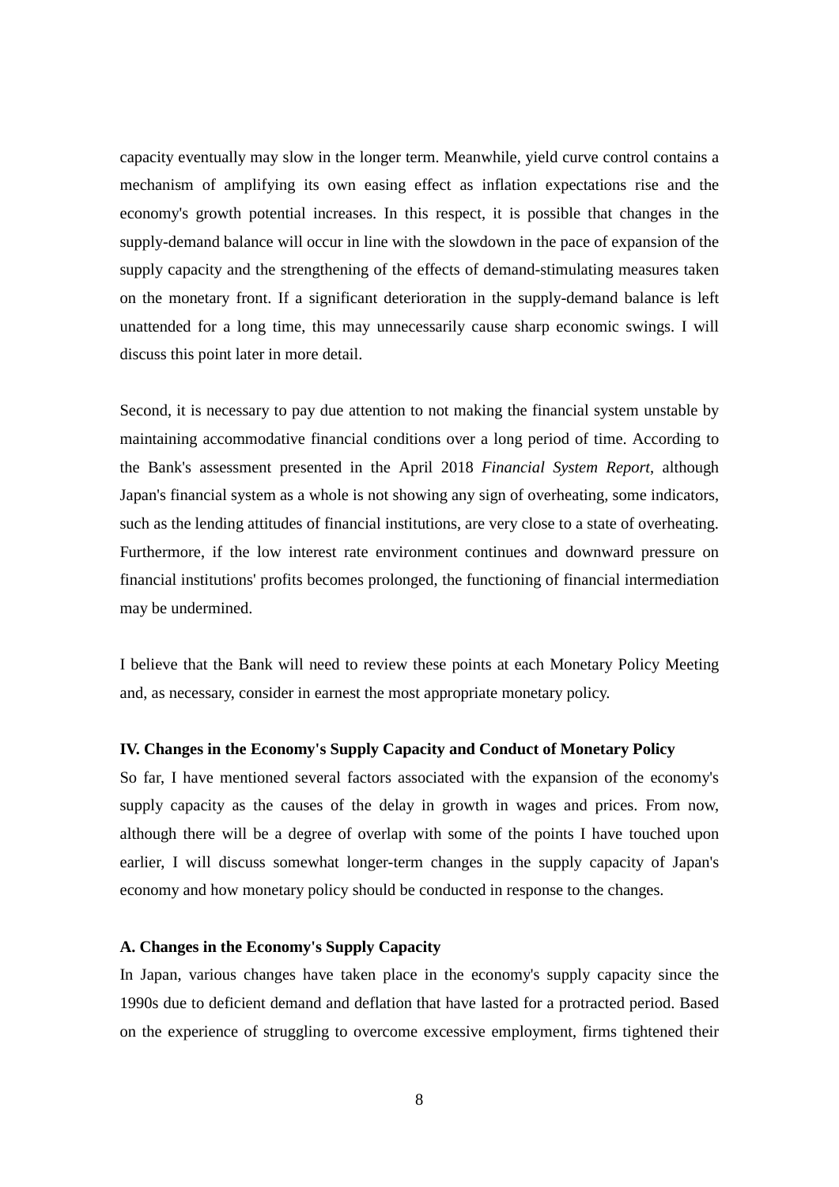capacity eventually may slow in the longer term. Meanwhile, yield curve control contains a mechanism of amplifying its own easing effect as inflation expectations rise and the economy's growth potential increases. In this respect, it is possible that changes in the supply-demand balance will occur in line with the slowdown in the pace of expansion of the supply capacity and the strengthening of the effects of demand-stimulating measures taken on the monetary front. If a significant deterioration in the supply-demand balance is left unattended for a long time, this may unnecessarily cause sharp economic swings. I will discuss this point later in more detail.

Second, it is necessary to pay due attention to not making the financial system unstable by maintaining accommodative financial conditions over a long period of time. According to the Bank's assessment presented in the April 2018 *Financial System Report*, although Japan's financial system as a whole is not showing any sign of overheating, some indicators, such as the lending attitudes of financial institutions, are very close to a state of overheating. Furthermore, if the low interest rate environment continues and downward pressure on financial institutions' profits becomes prolonged, the functioning of financial intermediation may be undermined.

I believe that the Bank will need to review these points at each Monetary Policy Meeting and, as necessary, consider in earnest the most appropriate monetary policy.

## IV. Changes in the Economy's Supply Capacity and Conduct of Monetary Policy

So far, I have mentioned several factors associated with the expansion of the economy's supply capacity as the causes of the delay in growth in wages and prices. From now, although there will be a degree of overlap with some of the points I have touched upon earlier, I will discuss somewhat longer-term changes in the supply capacity of Japan's economy and how monetary policy should be conducted in response to the changes.

### A. Changes in the Economy's Supply Capacity

In Japan, various changes have taken place in the economy's supply capacity since the 1990s due to deficient demand and deflation that have lasted for a protracted period. Based on the experience of struggling to overcome excessive employment, firms tightened their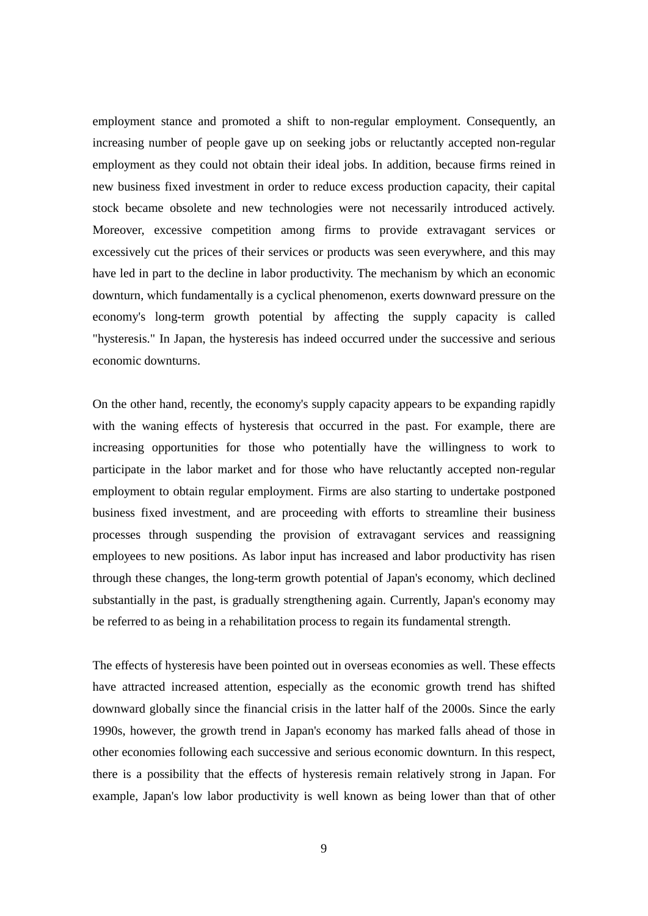employment stance and promoted a shift to non-regular employment. Consequently, an increasing number of people gave up on seeking jobs or reluctantly accepted non-regular employment as they could not obtain their ideal jobs. In addition, because firms reined in new business fixed investment in order to reduce excess production capacity, their capital stock became obsolete and new technologies were not necessarily introduced actively. Moreover, excessive competition among firms to provide extravagant services or excessively cut the prices of their services or products was seen everywhere, and this may have led in part to the decline in labor productivity. The mechanism by which an economic downturn, which fundamentally is a cyclical phenomenon, exerts downward pressure on the economy's long-term growth potential by affecting the supply capacity is called "hysteresis." In Japan, the hysteresis has indeed occurred under the successive and serious economic downturns.

On the other hand, recently, the economy's supply capacity appears to be expanding rapidly with the waning effects of hysteresis that occurred in the past. For example, there are increasing opportunities for those who potentially have the willingness to work to participate in the labor market and for those who have reluctantly accepted non-regular employment to obtain regular employment. Firms are also starting to undertake postponed business fixed investment, and are proceeding with efforts to streamline their business processes through suspending the provision of extravagant services and reassigning employees to new positions. As labor input has increased and labor productivity has risen through these changes, the long-term growth potential of Japan's economy, which declined substantially in the past, is gradually strengthening again. Currently, Japan's economy may be referred to as being in a rehabilitation process to regain its fundamental strength.

The effects of hysteresis have been pointed out in overseas economies as well. These effects have attracted increased attention, especially as the economic growth trend has shifted downward globally since the financial crisis in the latter half of the 2000s. Since the early 1990s, however, the growth trend in Japan's economy has marked falls ahead of those in other economies following each successive and serious economic downturn. In this respect, there is a possibility that the effects of hysteresis remain relatively strong in Japan. For example, Japan's low labor productivity is well known as being lower than that of other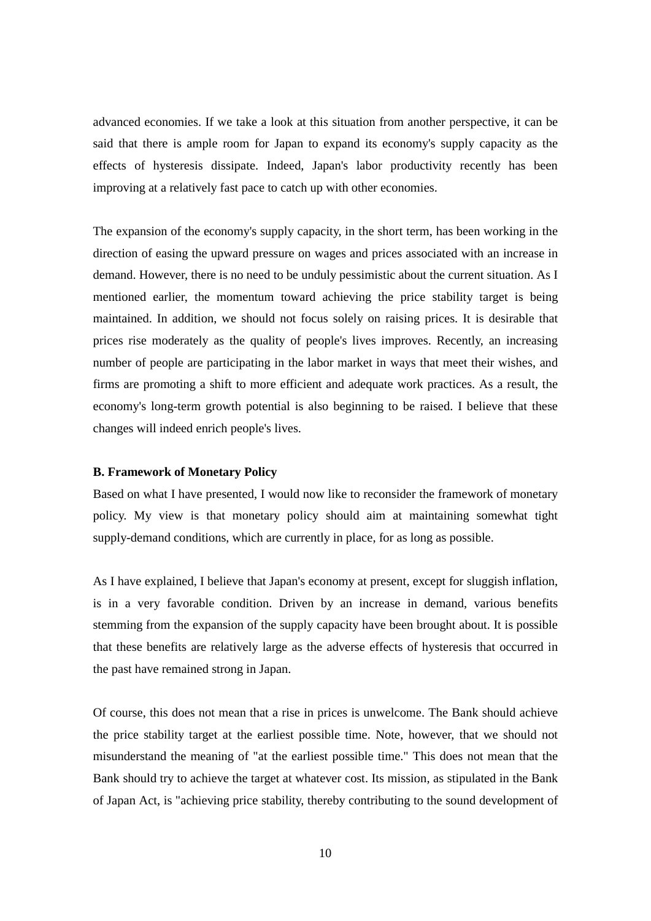advanced economies. If we take a look at this situation from another perspective, it can be said that there is ample room for Japan to expand its economy's supply capacity as the effects of hysteresis dissipate. Indeed, Japan's labor productivity recently has been improving at a relatively fast pace to catch up with other economies.

The expansion of the economy's supply capacity, in the short term, has been working in the direction of easing the upward pressure on wages and prices associated with an increase in demand. However, there is no need to be unduly pessimistic about the current situation. As I mentioned earlier, the momentum toward achieving the price stability target is being maintained. In addition, we should not focus solely on raising prices. It is desirable that prices rise moderately as the quality of people's lives improves. Recently, an increasing number of people are participating in the labor market in ways that meet their wishes, and firms are promoting a shift to more efficient and adequate work practices. As a result, the economy's long-term growth potential is also beginning to be raised. I believe that these changes will indeed enrich people's lives.

**B. Framework of Monetary Policy**

Based on what I have presented, I would now like to reconsider the framework of monetary policy. My view is that monetary policy should aim at maintaining somewhat tight supply-demand conditions, which are currently in place, for as long as possible.

As I have explained, I believe that Japan's economy at present, except for sluggish inflation, is in a very favorable condition. Driven by an increase in demand, various benefits stemming from the expansion of the supply capacity have been brought about. It is possible that these benefits are relatively large as the adverse effects of hysteresis that occurred in the past have remained strong in Japan.

Of course, this does not mean that a rise in prices is unwelcome. The Bank should achieve the price stability target at the earliest possible time. Note, however, that we should not misunderstand the meaning of "at the earliest possible time." This does not mean that the Bank should try to achieve the target at whatever cost. Its mission, as stipulated in the Bank of Japan Act, is "achieving price stability, thereby contributing to the sound development of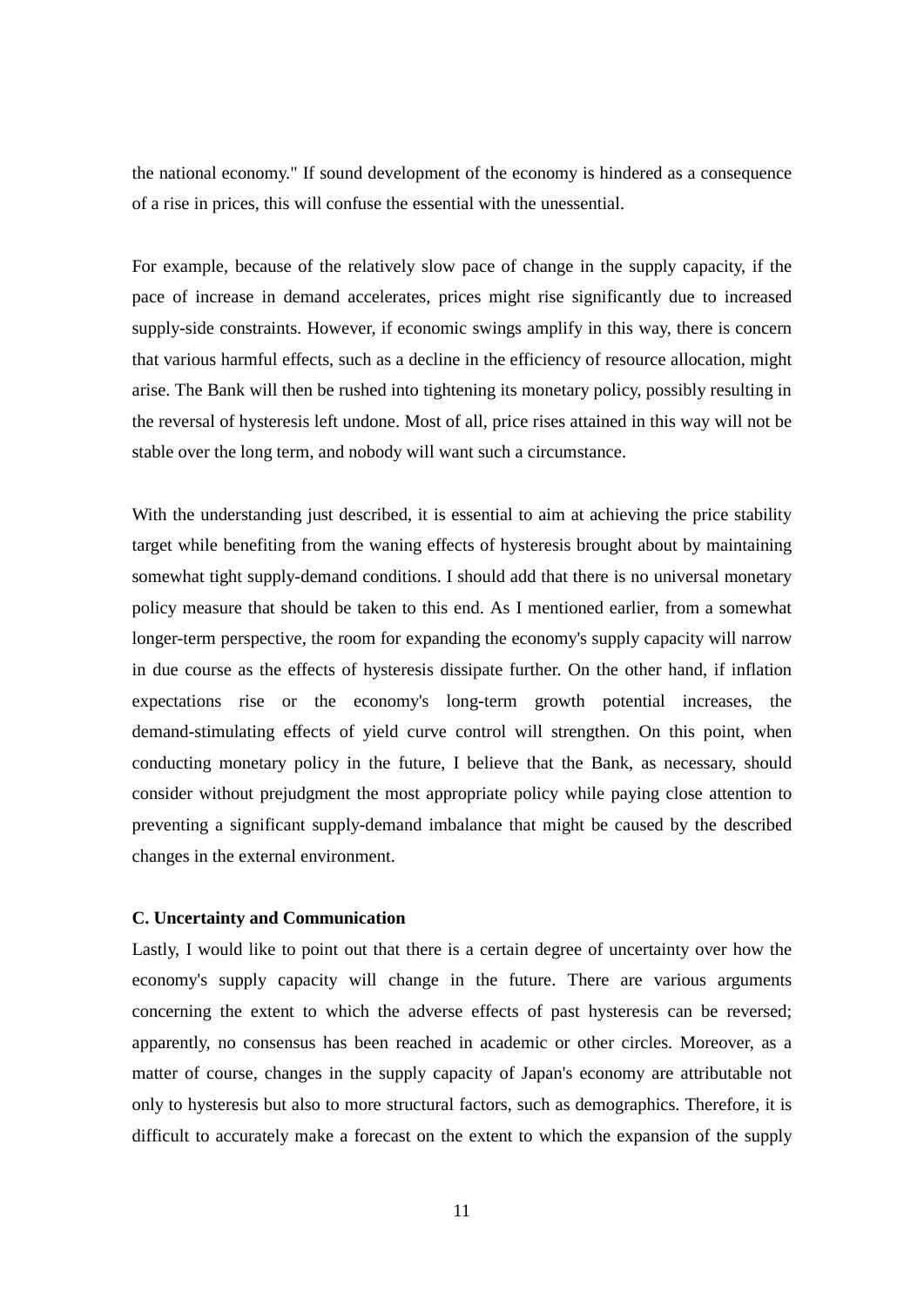the national economy." If sound development of the economy is hindered as a consequence of a rise in prices, this will confuse the essential with the unessential.

For example, because of the relatively slow pace of change in the supply capacity, if the pace of increase in demand accelerates, prices might rise significantly due to increased supply-side constraints. However, if economic swings amplify in this way, there is concern that various harmful effects, such as a decline in the efficiency of resource allocation, might arise. The Bank will then be rushed into tightening its monetary policy, possibly resulting in the reversal of hysteresis left undone. Most of all, price rises attained in this way will not be stable over the long term, and nobody will want such a circumstance.

With the understanding just described, it is essential to aim at achieving the price stability target while benefiting from the waning effects of hysteresis brought about by maintaining somewhat tight supply-demand conditions. I should add that there is no universal monetary policy measure that should be taken to this end. As I mentioned earlier, from a somewhat longer-term perspective, the room for expanding the economy's supply capacity will narrow in due course as the effects of hysteresis dissipate further. On the other hand, if inflation expectations rise or the economy's long-term growth potential increases, the demand-stimulating effects of yield curve control will strengthen. On this point, when conducting monetary policy in the future, I believe that the Bank, as necessary, should consider without prejudgment the most appropriate policy while paying close attention to preventing a significant supply-demand imbalance that might be caused by the described changes in the external environment.

**C. Uncertainty and Communication**

Lastly, I would like to point out that there is a certain degree of uncertainty over how the economy's supply capacity will change in the future. There are various arguments concerning the extent to which the adverse effects of past hysteresis can be reversed; apparently, no consensus has been reached in academic or other circles. Moreover, as a matter of course, changes in the supply capacity of Japan's economy are attributable not only to hysteresis but also to more structural factors, such as demographics. Therefore, it is difficult to accurately make a forecast on the extent to which the expansion of the supply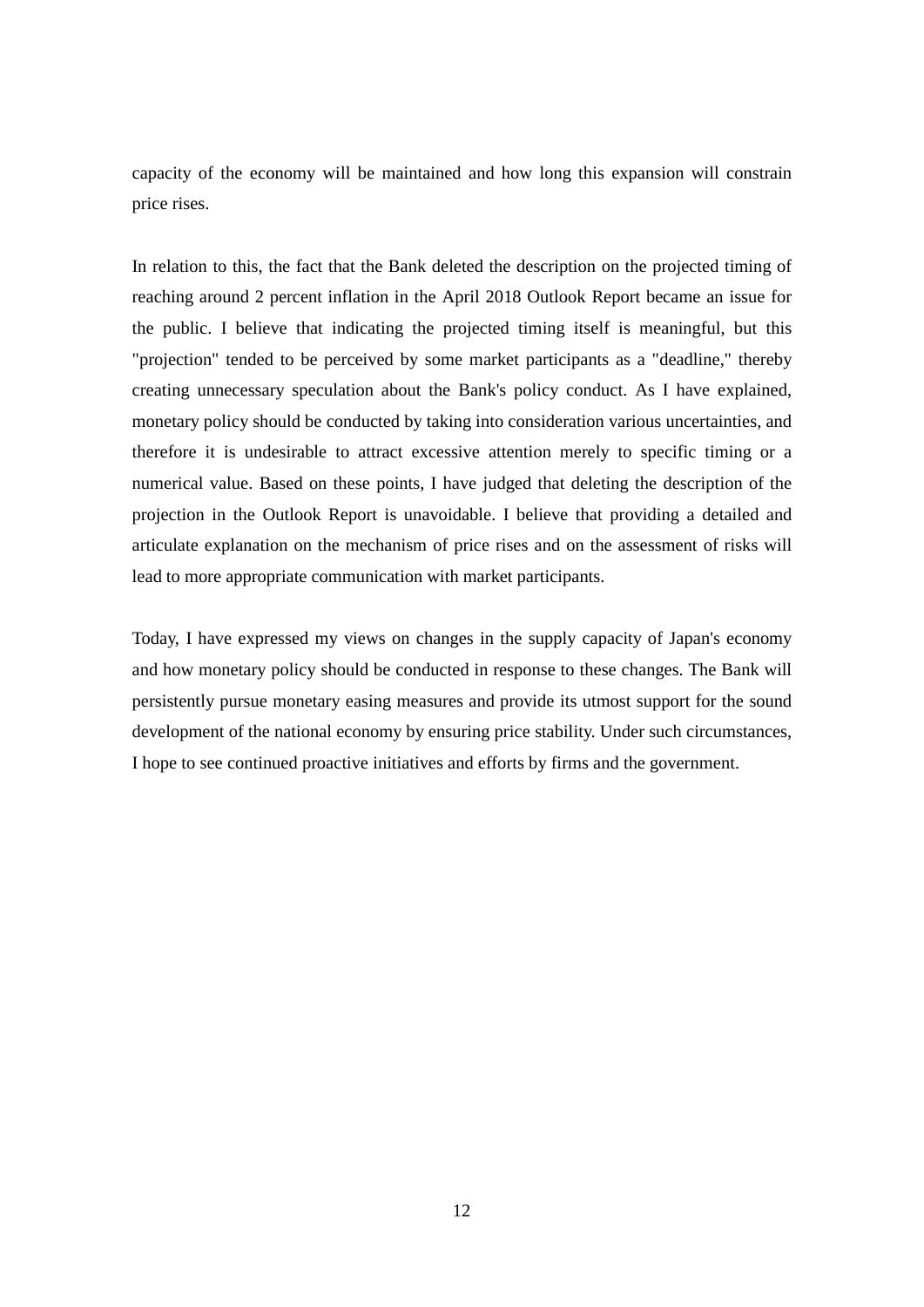capacity of the economy will be maintained and how long this expansion will constrain price rises.

In relation to this, the fact that the Bank deleted the description on the projected timing of reaching around 2 percent inflation in the April 2018 Outlook Report became an issue for the public. I believe that indicating the projected timing itself is meaningful, but this "projection" tended to be perceived by some market participants as a "deadline," thereby creating unnecessary speculation about the Bank's policy conduct. As I have explained, monetary policy should be conducted by taking into consideration various uncertainties, and therefore it is undesirable to attract excessive attention merely to specific timing or a numerical value. Based on these points, I have judged that deleting the description of the projection in the Outlook Report is unavoidable. I believe that providing a detailed and articulate explanation on the mechanism of price rises and on the assessment of risks will lead to more appropriate communication with market participants.

Today, I have expressed my views on changes in the supply capacity of Japan's economy and how monetary policy should be conducted in response to these changes. The Bank will persistently pursue monetary easing measures and provide its utmost support for the sound development of the national economy by ensuring price stability. Under such circumstances, I hope to see continued proactive initiatives and efforts by firms and the government.